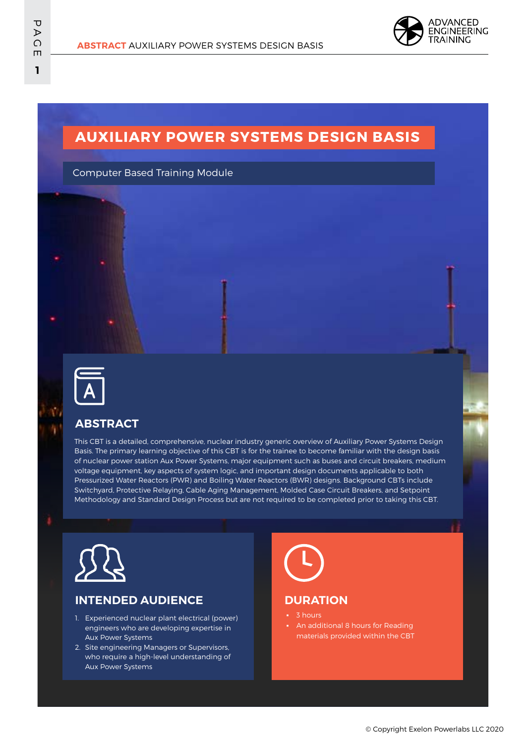# AUXILIARY POWER SYSTEMS DESIGN BASIS

Computer Based Training Module

## ABSTRACT

This CBT is a detailed, comprehensive, nuclear industry generic overview of Auxiliary Power Systems Design Basis. The primary learning objective of this CBT is for the trainee to become familiar with the design basis of nuclear power station Aux Power Systems, major equipment such as buses and circuit breakers, medium voltage equipment, key aspects of system logic, and important design documents applicable to both Pressurized Water Reactors (PWR) and Boiling Water Reactors (BWR) designs. Background CBTs include Switchyard, Protective Relaying, Cable Aging Management, Molded Case Circuit Breakers, and Setpoint Methodology and Standard Design Process but are not required to be completed prior to taking this CBT.

## INTENDED AUDIENCE

1. Experienced nuclear plant electrical (power) engineers who are developing expertise in Aux Power Systems
2. Site engineering Managers or Supervisors, who require a high-level understanding of Aux Power Systems

## DURATION

- 3 hours
- An additional 8 hours for Reading materials provided within the CBT

© Copyright Exelon Powerlabs LLC 2020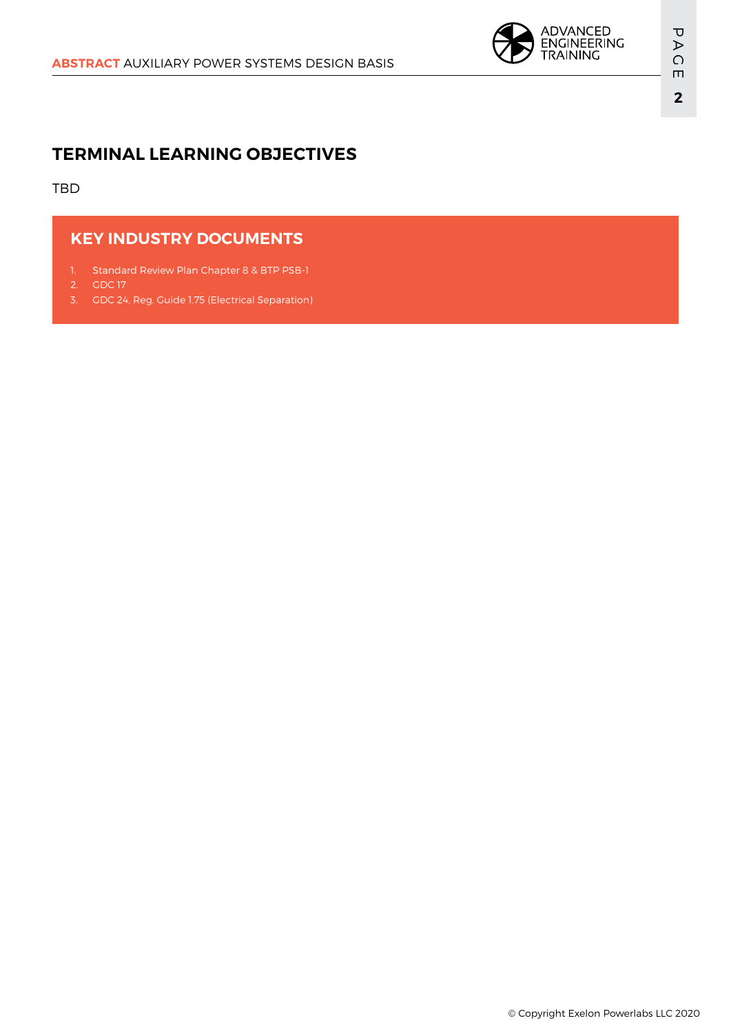## TERMINAL LEARNING OBJECTIVES

TBD

## KEY INDUSTRY DOCUMENTS

1. Standard Review Plan Chapter 8 & BTP PSB-1
2. GDC 17
3. GDC 24, Reg. Guide 1.75 (Electrical Separation)